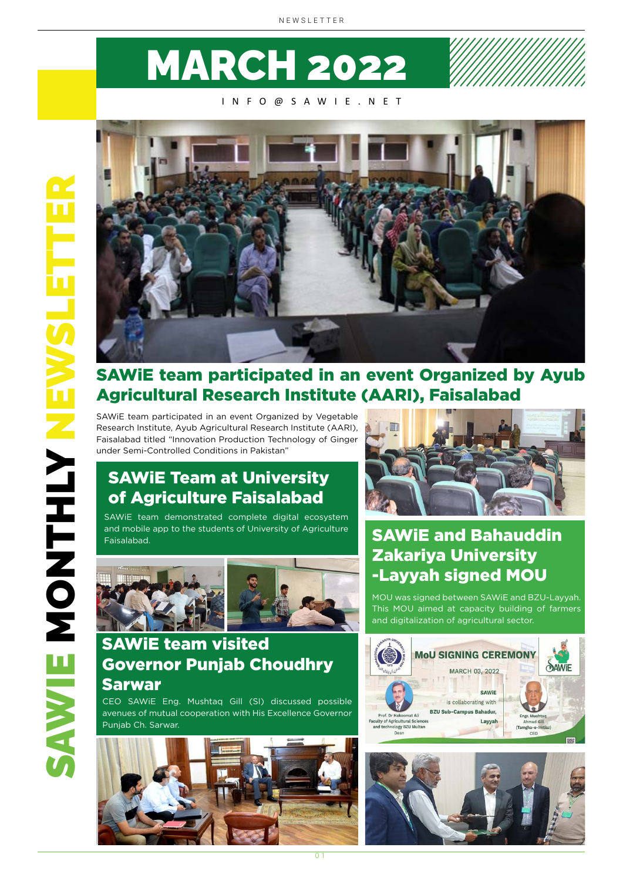# MARCH 2022

INFO@SAWIE.NET

SAWIE MONTHLY NEWSLETTER

## SAWiE team participated in an event Organized by Ayub Agricultural Research Institute (AARI), Faisalabad

SAWiE team participated in an event Organized by Vegetable Research Institute, Ayub Agricultural Research Institute (AARI), Faisalabad titled "Innovation Production Technology of Ginger under Semi-Controlled Conditions in Pakistan"

## SAWiE Team at University of Agriculture Faisalabad

SAWiE team demonstrated complete digital ecosystem and mobile app to the students of University of Agriculture Faisalabad.

## SAWiE team visited Governor Punjab Choudhry Sarwar

CEO SAWiE Eng. Mushtaq Gill (SI) discussed possible avenues of mutual cooperation with His Excellence Governor Punjab Ch. Sarwar.

## SAWiE and Bahauddin Zakariya University -Layyah signed MOU

MOU was signed between SAWiE and BZU-Layyah. This MOU aimed at capacity building of farmers and digitalization of agricultural sector.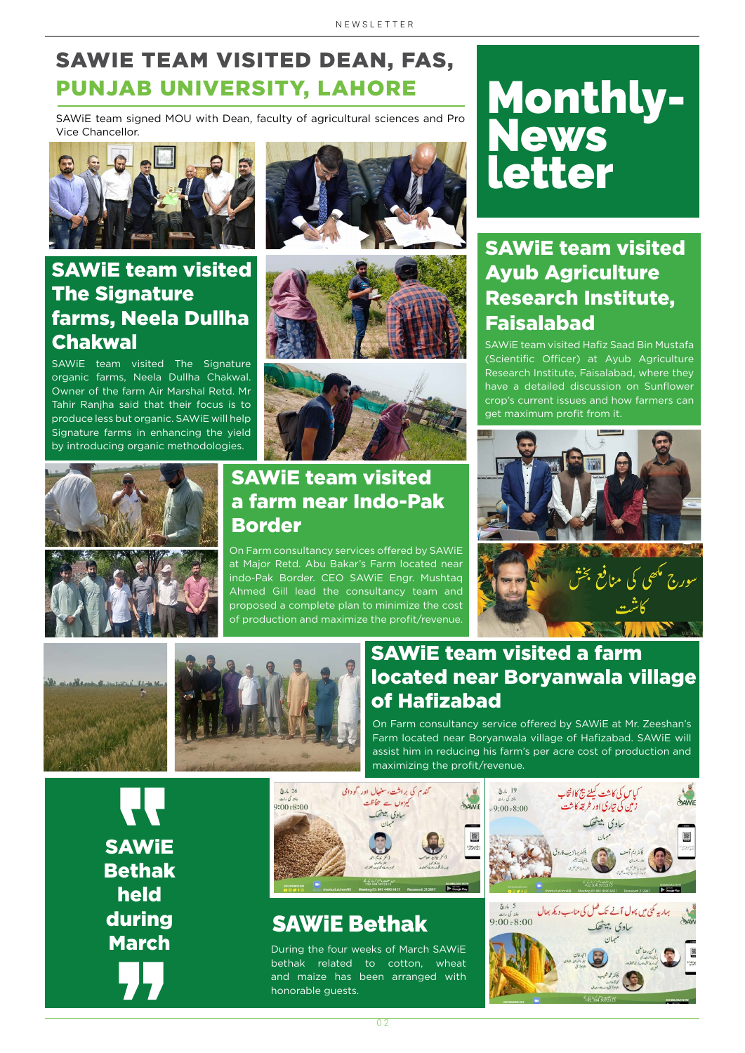# Monthly-News letter

## SAWIE TEAM VISITED DEAN, FAS, PUNJAB UNIVERSITY, LAHORE

SAWiE team signed MOU with Dean, faculty of agricultural sciences and Pro Vice Chancellor.

## SAWiE team visited The Signature farms, Neela Dullha Chakwal

SAWiE team visited The Signature organic farms, Neela Dullha Chakwal. Owner of the farm Air Marshal Retd. Mr Tahir Ranjha said that their focus is to produce less but organic. SAWiE will help Signature farms in enhancing the yield by introducing organic methodologies.

## SAWiE team visited Ayub Agriculture Research Institute, Faisalabad

SAWiE team visited Hafiz Saad Bin Mustafa (Scientific Officer) at Ayub Agriculture Research Institute, Faisalabad, where they have a detailed discussion on Sunflower crop's current issues and how farmers can get maximum profit from it.

## SAWiE team visited a farm near Indo-Pak Border

On Farm consultancy services offered by SAWiE at Major Retd. Abu Bakar's Farm located near indo-Pak Border. CEO SAWiE Engr. Mushtaq Ahmed Gill lead the consultancy team and proposed a complete plan to minimize the cost of production and maximize the profit/revenue.

## SAWiE team visited a farm located near Boryanwala village of Hafizabad

On Farm consultancy service offered by SAWiE at Mr. Zeeshan's Farm located near Boryanwala village of Hafizabad. SAWiE will assist him in reducing his farm's per acre cost of production and maximizing the profit/revenue.

## "SAWiE Bethak held during March"

## SAWiE Bethak

During the four weeks of March SAWiE bethak related to cotton, wheat and maize has been arranged with honorable guests.